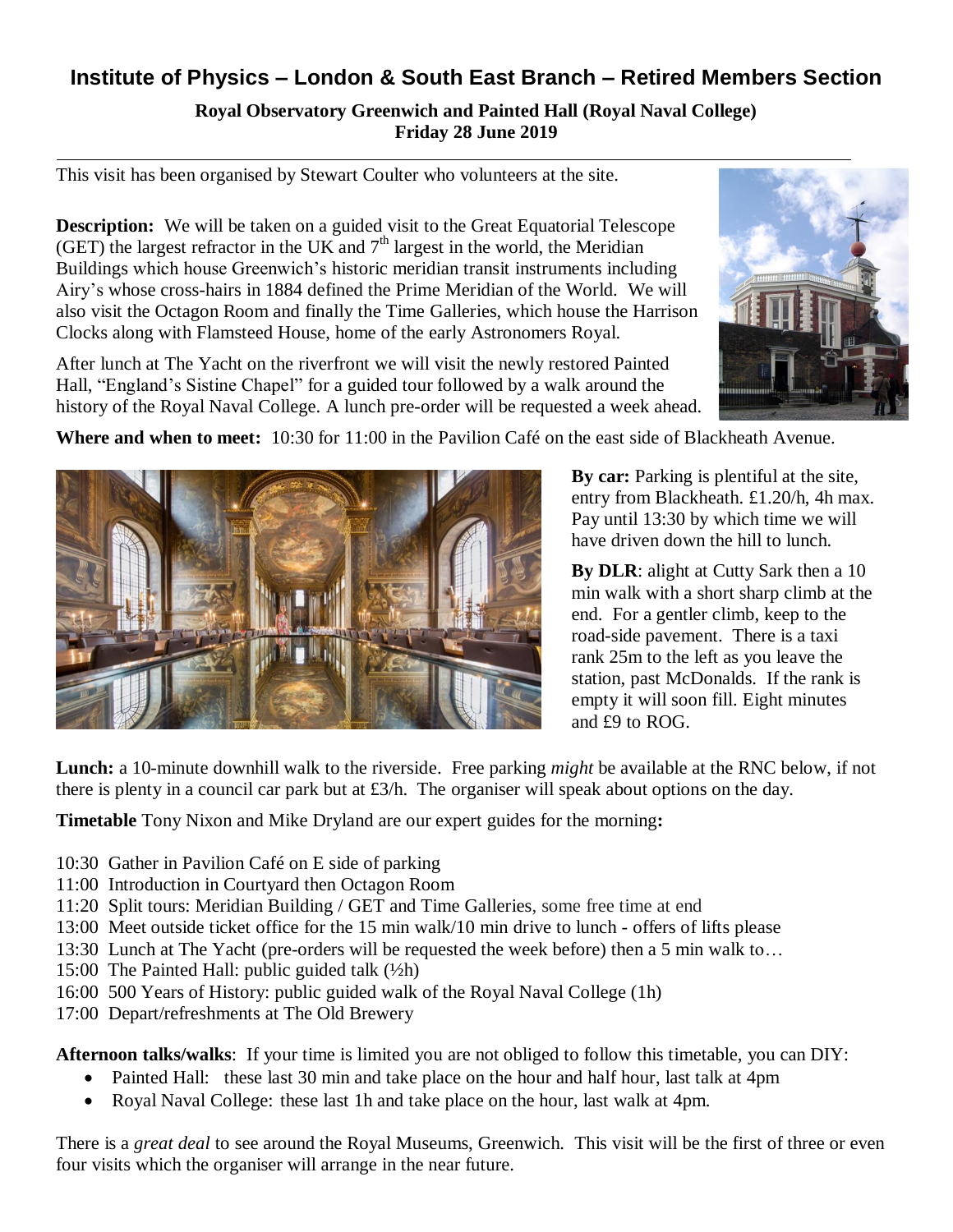# Institute of Physics – London & South East Branch – Retired Members Section

**Royal Observatory Greenwich and Painted Hall (Royal Naval College)**
**Friday 28 June 2019**

This visit has been organised by Stewart Coulter who volunteers at the site.

**Description:** We will be taken on a guided visit to the Great Equatorial Telescope (GET) the largest refractor in the UK and 7th largest in the world, the Meridian Buildings which house Greenwich's historic meridian transit instruments including Airy's whose cross-hairs in 1884 defined the Prime Meridian of the World. We will also visit the Octagon Room and finally the Time Galleries, which house the Harrison Clocks along with Flamsteed House, home of the early Astronomers Royal.

After lunch at The Yacht on the riverfront we will visit the newly restored Painted Hall, "England's Sistine Chapel" for a guided tour followed by a walk around the history of the Royal Naval College. A lunch pre-order will be requested a week ahead.

**Where and when to meet:** 10:30 for 11:00 in the Pavilion Café on the east side of Blackheath Avenue.

**By car:** Parking is plentiful at the site, entry from Blackheath. £1.20/h, 4h max. Pay until 13:30 by which time we will have driven down the hill to lunch.

**By DLR**: alight at Cutty Sark then a 10 min walk with a short sharp climb at the end. For a gentler climb, keep to the road-side pavement. There is a taxi rank 25m to the left as you leave the station, past McDonalds. If the rank is empty it will soon fill. Eight minutes and £9 to ROG.

**Lunch:** a 10-minute downhill walk to the riverside. Free parking *might* be available at the RNC below, if not there is plenty in a council car park but at £3/h. The organiser will speak about options on the day.

**Timetable** Tony Nixon and Mike Dryland are our expert guides for the morning**:**

- 10:30 Gather in Pavilion Café on E side of parking
- 11:00 Introduction in Courtyard then Octagon Room
- 11:20 Split tours: Meridian Building / GET and Time Galleries, some free time at end
- 13:00 Meet outside ticket office for the 15 min walk/10 min drive to lunch - offers of lifts please
- 13:30 Lunch at The Yacht (pre-orders will be requested the week before) then a 5 min walk to…
- 15:00 The Painted Hall: public guided talk (½h)
- 16:00 500 Years of History: public guided walk of the Royal Naval College (1h)
- 17:00 Depart/refreshments at The Old Brewery

**Afternoon talks/walks**: If your time is limited you are not obliged to follow this timetable, you can DIY:

- Painted Hall: these last 30 min and take place on the hour and half hour, last talk at 4pm
- Royal Naval College: these last 1h and take place on the hour, last walk at 4pm.

There is a *great deal* to see around the Royal Museums, Greenwich. This visit will be the first of three or even four visits which the organiser will arrange in the near future.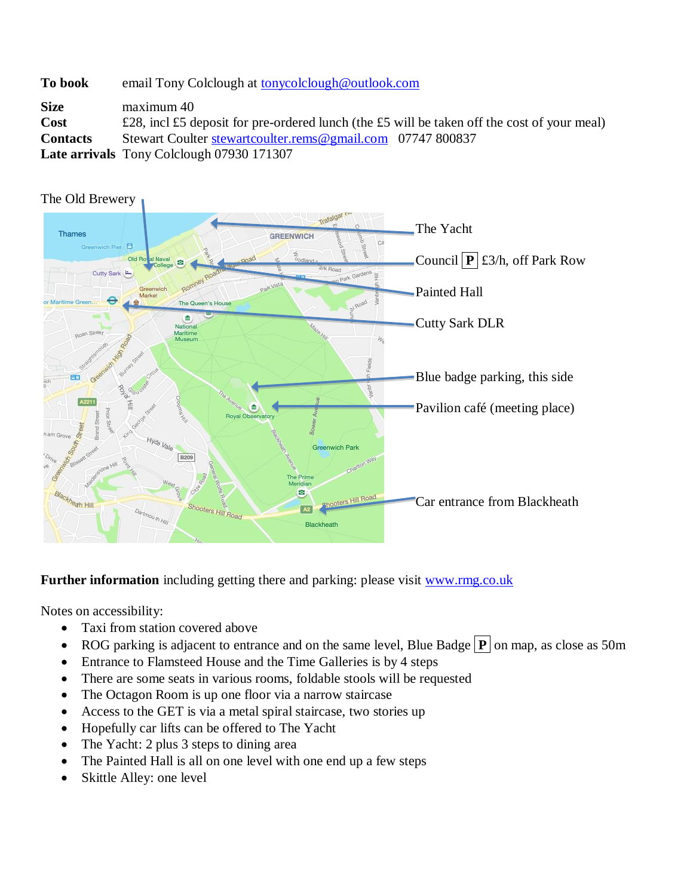**To book** email Tony Colclough at [tonycolclough@outlook.com](mailto:tonycolclough@outlook.com)

**Size** maximum 40

**Cost** £28, incl £5 deposit for pre-ordered lunch (the £5 will be taken off the cost of your meal)

**Contacts** Stewart Coulter [stewartcoulter.rems@gmail.com](mailto:stewartcoulter.rems@gmail.com) 07747 800837

**Late arrivals** Tony Colclough 07930 171307

The Old Brewery

The Yacht

Council **P** £3/h, off Park Row

Painted Hall

Cutty Sark DLR

Blue badge parking, this side

Pavilion café (meeting place)

Car entrance from Blackheath

**Further information** including getting there and parking: please visit [www.rmg.co.uk](http://www.rmg.co.uk)

Notes on accessibility:

- Taxi from station covered above
- ROG parking is adjacent to entrance and on the same level, Blue Badge **P** on map, as close as 50m
- Entrance to Flamsteed House and the Time Galleries is by 4 steps
- There are some seats in various rooms, foldable stools will be requested
- The Octagon Room is up one floor via a narrow staircase
- Access to the GET is via a metal spiral staircase, two stories up
- Hopefully car lifts can be offered to The Yacht
- The Yacht: 2 plus 3 steps to dining area
- The Painted Hall is all on one level with one end up a few steps
- Skittle Alley: one level